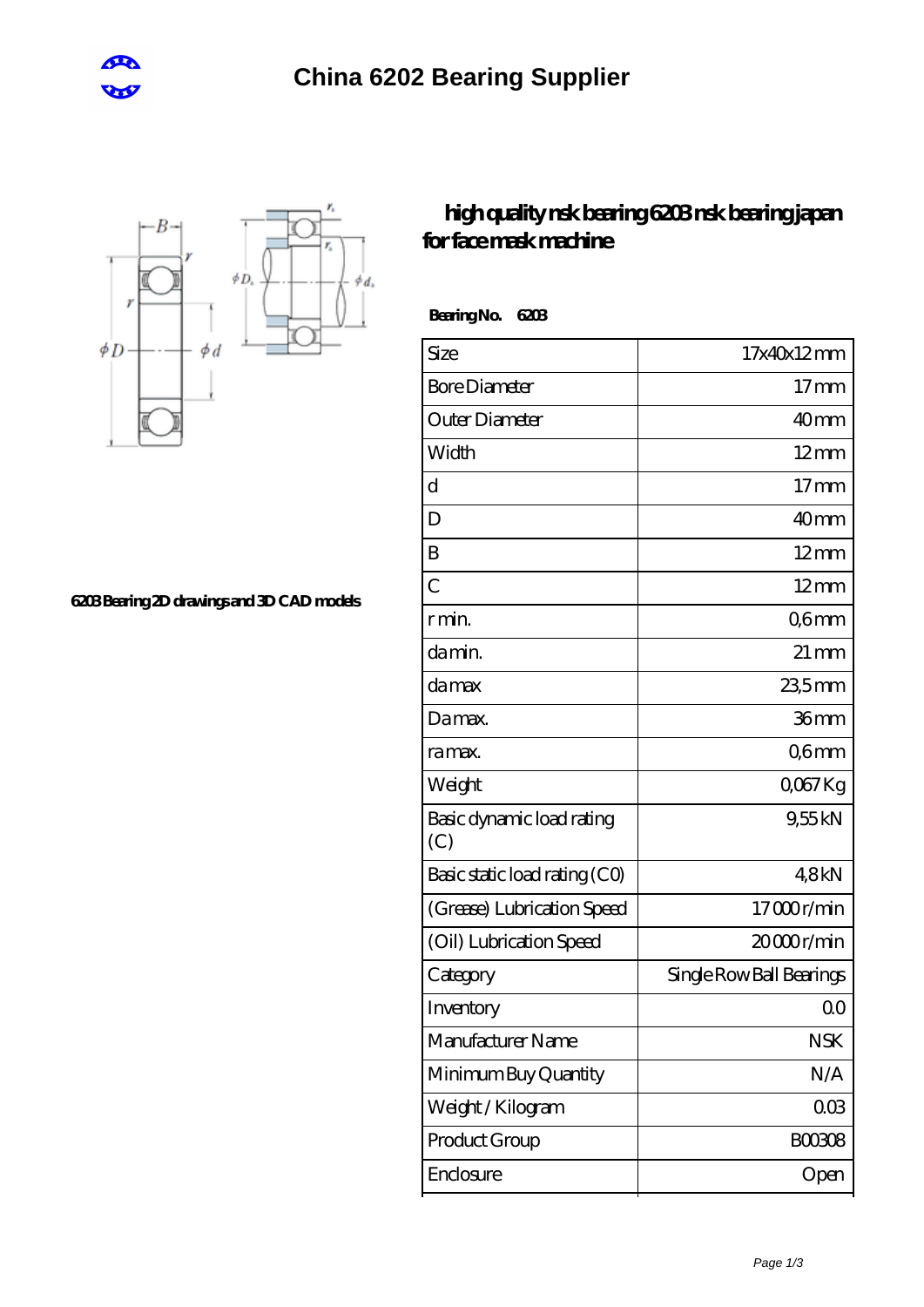# China 6202 Bearing Supplier

## high quality nsk bearing 6203 nsk bearing japan for face mask machine

6203 Bearing 2D drawings and 3D CAD models

**Bearing No. 6203**

| Size | 17x40x12 mm |
|---|---|
| Bore Diameter | 17 mm |
| Outer Diameter | 40 mm |
| Width | 12 mm |
| d | 17 mm |
| D | 40 mm |
| B | 12 mm |
| C | 12 mm |
| r min. | 0,6 mm |
| da min. | 21 mm |
| da max | 23,5 mm |
| Da max. | 36 mm |
| ra max. | 0,6 mm |
| Weight | 0,067 Kg |
| Basic dynamic load rating (C) | 9,55 kN |
| Basic static load rating (C0) | 4,8 kN |
| (Grease) Lubrication Speed | 17 000 r/min |
| (Oil) Lubrication Speed | 20 000 r/min |
| Category | Single Row Ball Bearings |
| Inventory | 0.0 |
| Manufacturer Name | NSK |
| Minimum Buy Quantity | N/A |
| Weight / Kilogram | 0.03 |
| Product Group | B00308 |
| Enclosure | Open |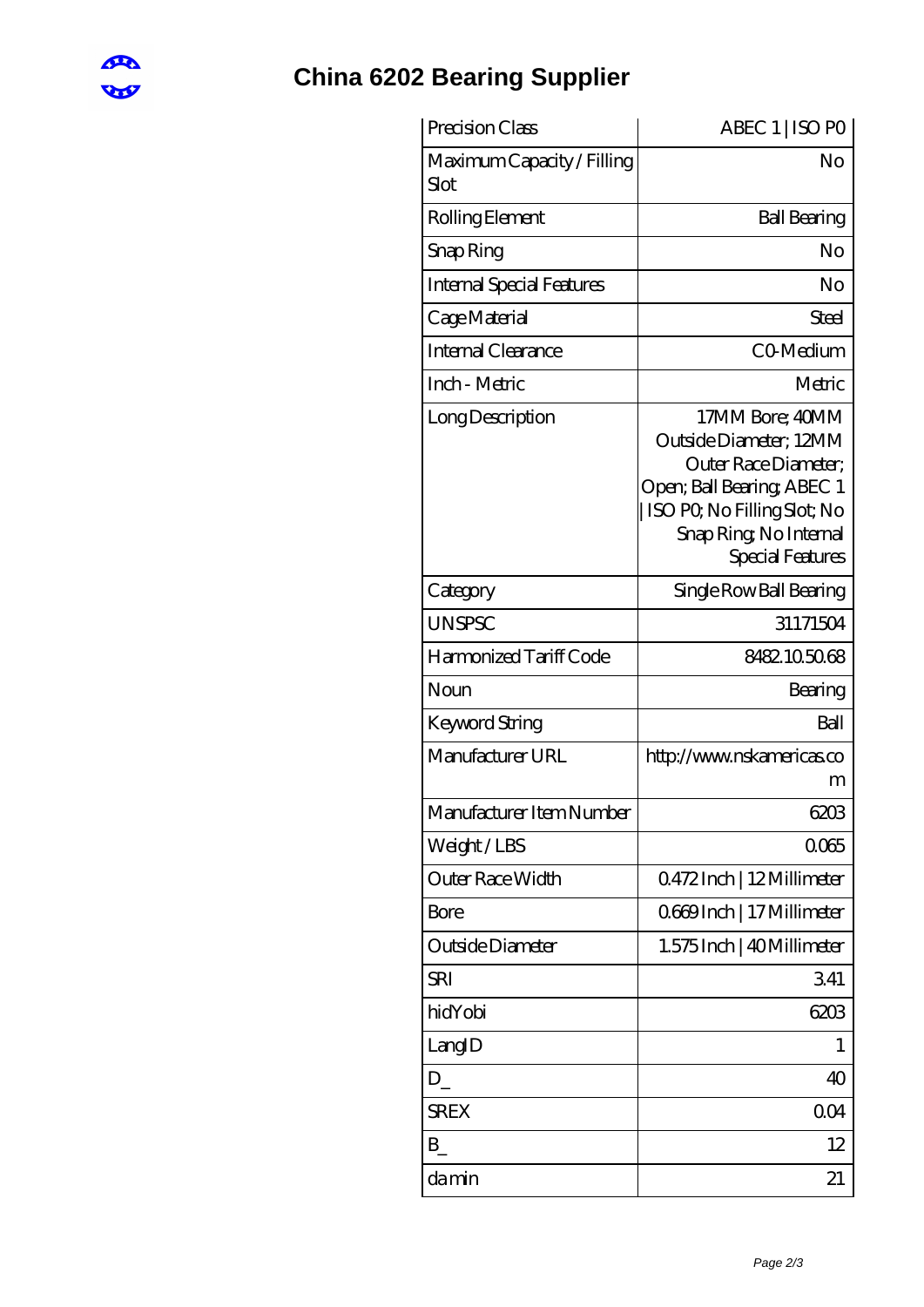# China 6202 Bearing Supplier

| | |
|---|---|
| Precision Class | ABEC 1 \| ISO P0 |
| Maximum Capacity / Filling Slot | No |
| Rolling Element | Ball Bearing |
| Snap Ring | No |
| Internal Special Features | No |
| Cage Material | Steel |
| Internal Clearance | C0-Medium |
| Inch - Metric | Metric |
| Long Description | 17MM Bore; 40MM Outside Diameter; 12MM Outer Race Diameter; Open; Ball Bearing; ABEC 1 \| ISO P0; No Filling Slot; No Snap Ring; No Internal Special Features |
| Category | Single Row Ball Bearing |
| UNSPSC | 31171504 |
| Harmonized Tariff Code | 8482.10.50.68 |
| Noun | Bearing |
| Keyword String | Ball |
| Manufacturer URL | http://www.nskamericas.com |
| Manufacturer Item Number | 6203 |
| Weight / LBS | 0.065 |
| Outer Race Width | 0.472 Inch \| 12 Millimeter |
| Bore | 0.669 Inch \| 17 Millimeter |
| Outside Diameter | 1.575 Inch \| 40 Millimeter |
| SRI | 3.41 |
| hidYobi | 6203 |
| LangID | 1 |
| D_ | 40 |
| SREX | 0.04 |
| B_ | 12 |
| da min | 21 |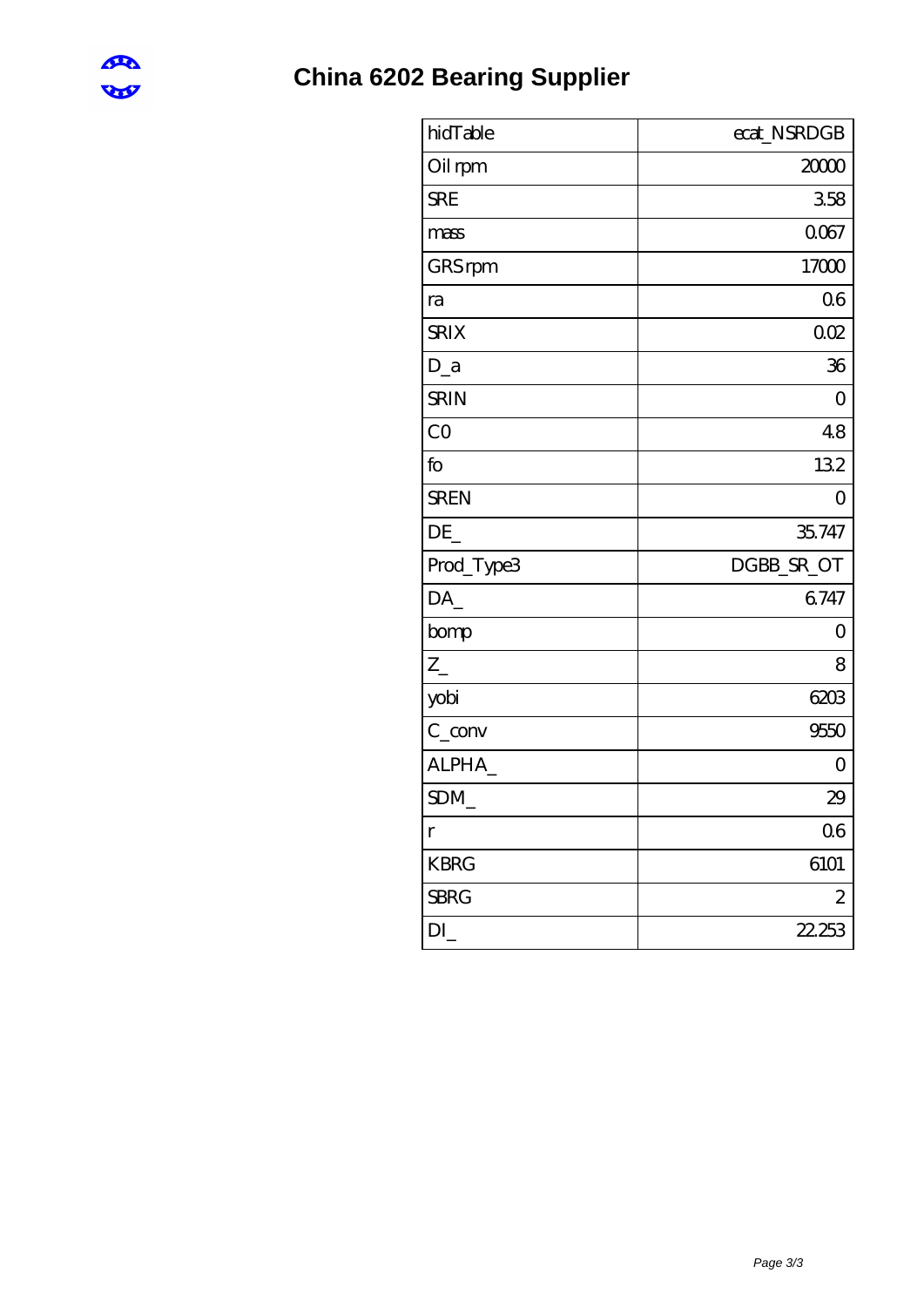# China 6202 Bearing Supplier

| | |
|---|---|
| hidTable | ecat_NSRDGB |
| Oil rpm | 20000 |
| SRE | 3.58 |
| mass | 0.067 |
| GRS rpm | 17000 |
| ra | 0.6 |
| SRIX | 0.02 |
| D_a | 36 |
| SRIN | 0 |
| C0 | 4.8 |
| fo | 13.2 |
| SREN | 0 |
| DE_ | 35.747 |
| Prod_Type3 | DGBB_SR_OT |
| DA_ | 6.747 |
| bomp | 0 |
| Z_ | 8 |
| yobi | 6203 |
| C_conv | 9550 |
| ALPHA_ | 0 |
| SDM_ | 29 |
| r | 0.6 |
| KBRG | 6101 |
| SBRG | 2 |
| DI_ | 22.253 |